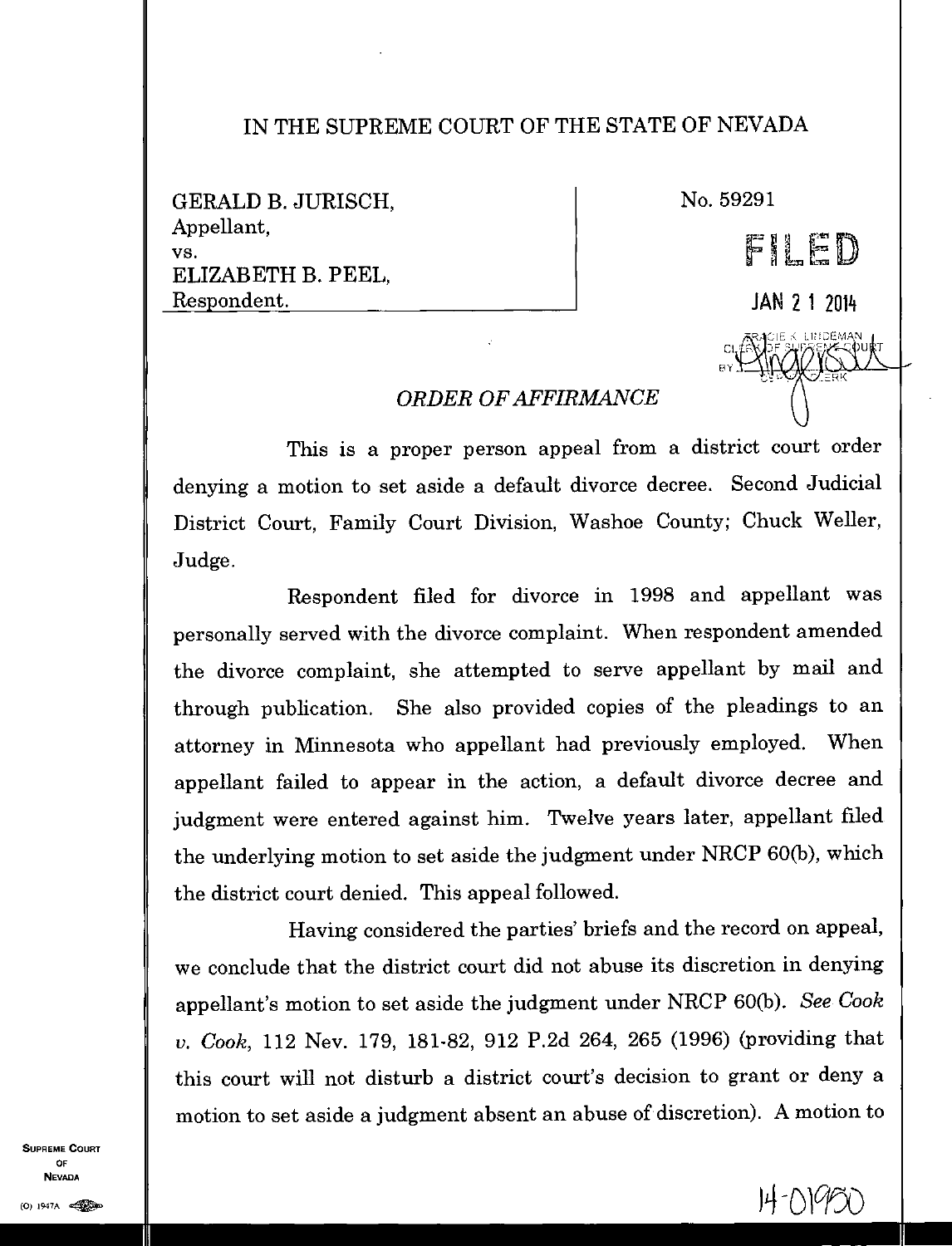# IN THE SUPREME COURT OF THE STATE OF NEVADA

GERALD B. JURISCH,
Appellant,
vs.
ELIZABETH B. PEEL,
Respondent.

No. 59291

FILED

JAN 21 2014

TRACIE K. LINDEMAN
CLERK OF SUPREME COURT
BY DEPUTY CLERK

## *ORDER OF AFFIRMANCE*

This is a proper person appeal from a district court order denying a motion to set aside a default divorce decree. Second Judicial District Court, Family Court Division, Washoe County; Chuck Weller, Judge.

Respondent filed for divorce in 1998 and appellant was personally served with the divorce complaint. When respondent amended the divorce complaint, she attempted to serve appellant by mail and through publication. She also provided copies of the pleadings to an attorney in Minnesota who appellant had previously employed. When appellant failed to appear in the action, a default divorce decree and judgment were entered against him. Twelve years later, appellant filed the underlying motion to set aside the judgment under NRCP 60(b), which the district court denied. This appeal followed.

Having considered the parties' briefs and the record on appeal, we conclude that the district court did not abuse its discretion in denying appellant's motion to set aside the judgment under NRCP 60(b). *See Cook v. Cook*, 112 Nev. 179, 181-82, 912 P.2d 264, 265 (1996) (providing that this court will not disturb a district court's decision to grant or deny a motion to set aside a judgment absent an abuse of discretion). A motion to

14-01950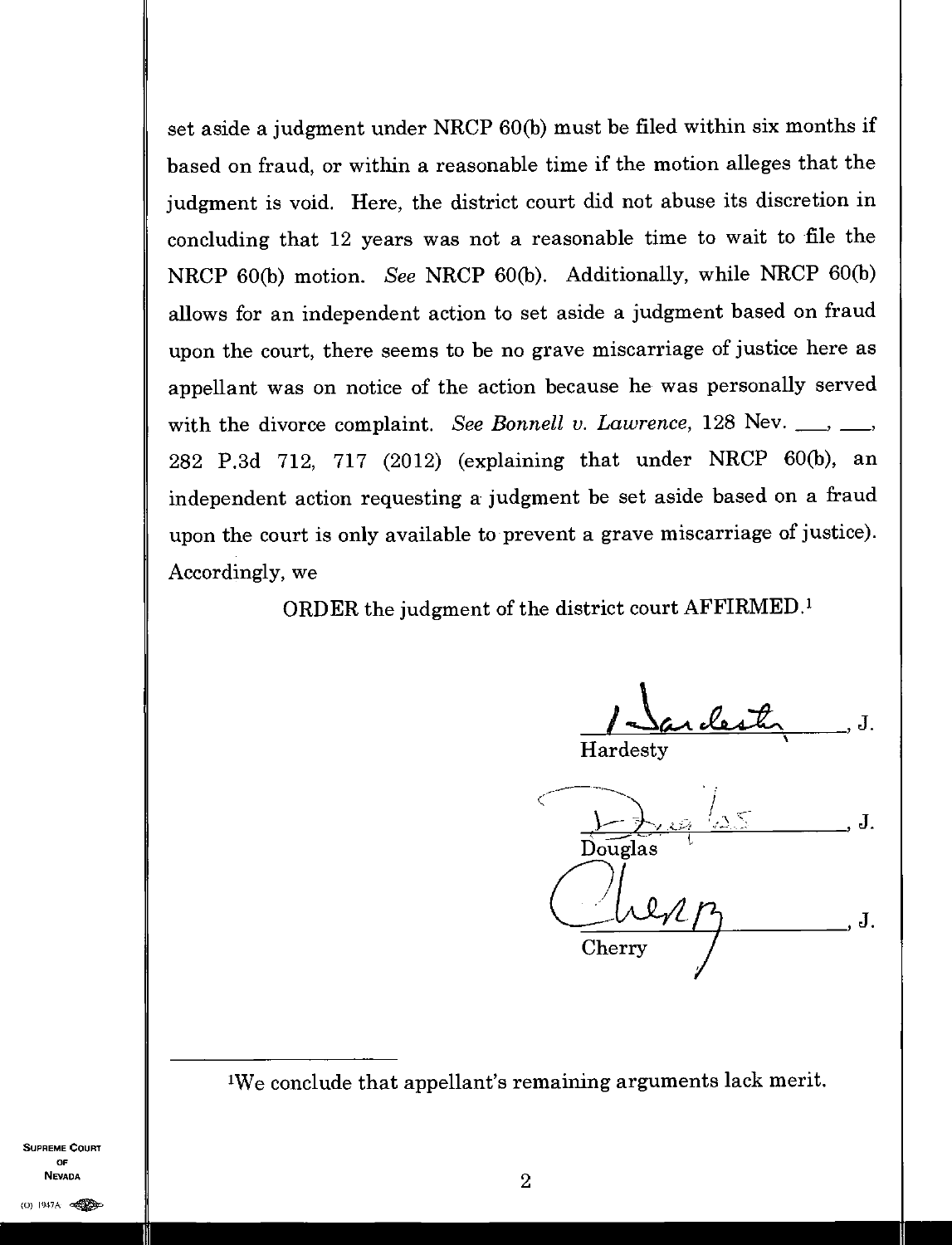set aside a judgment under NRCP 60(b) must be filed within six months if based on fraud, or within a reasonable time if the motion alleges that the judgment is void. Here, the district court did not abuse its discretion in concluding that 12 years was not a reasonable time to wait to file the NRCP 60(b) motion. *See* NRCP 60(b). Additionally, while NRCP 60(b) allows for an independent action to set aside a judgment based on fraud upon the court, there seems to be no grave miscarriage of justice here as appellant was on notice of the action because he was personally served with the divorce complaint. *See Bonnell v. Lawrence*, 128 Nev. ___, ___, 282 P.3d 712, 717 (2012) (explaining that under NRCP 60(b), an independent action requesting a judgment be set aside based on a fraud upon the court is only available to prevent a grave miscarriage of justice). Accordingly, we

ORDER the judgment of the district court AFFIRMED.[1]

_______________, J.
Hardesty

_______________, J.
Douglas

_______________, J.
Cherry

[1]We conclude that appellant's remaining arguments lack merit.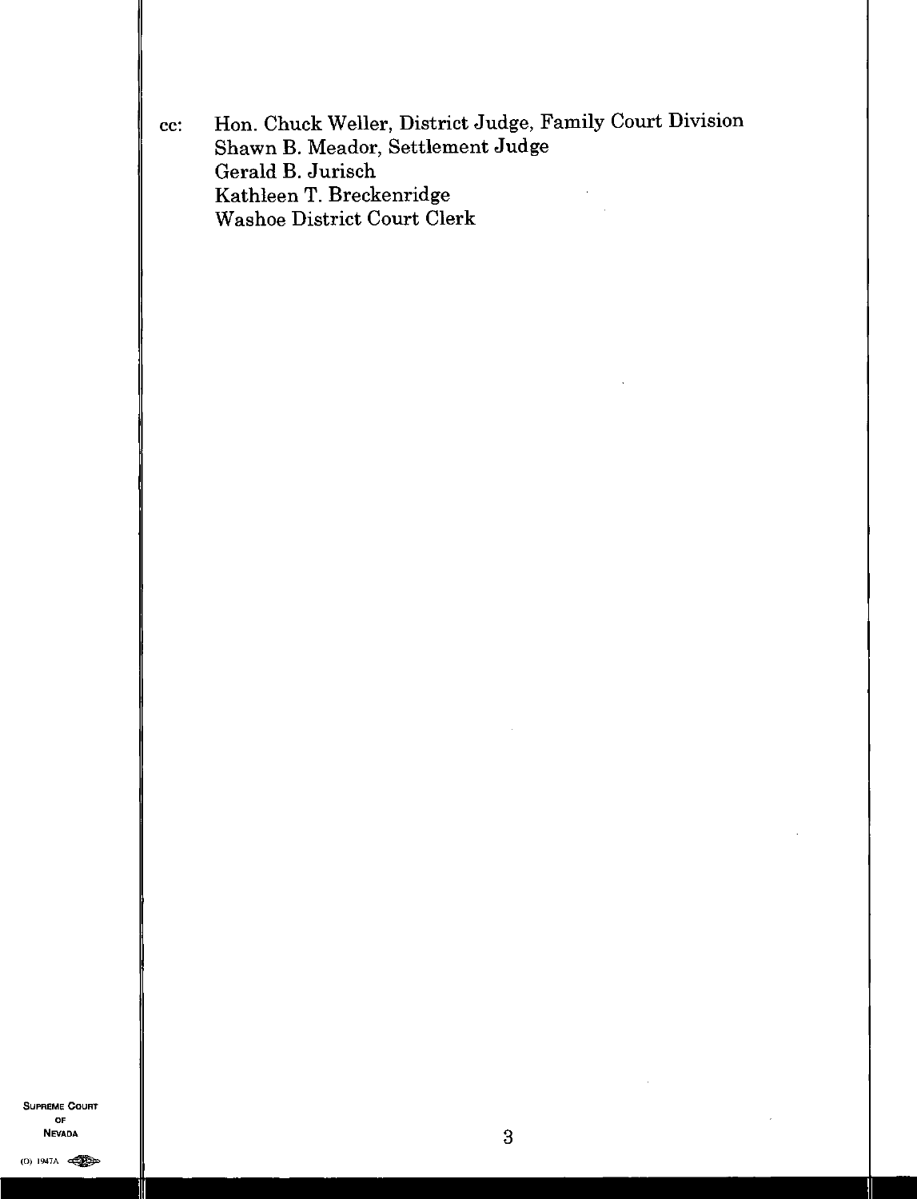cc: Hon. Chuck Weller, District Judge, Family Court Division
Shawn B. Meador, Settlement Judge
Gerald B. Jurisch
Kathleen T. Breckenridge
Washoe District Court Clerk